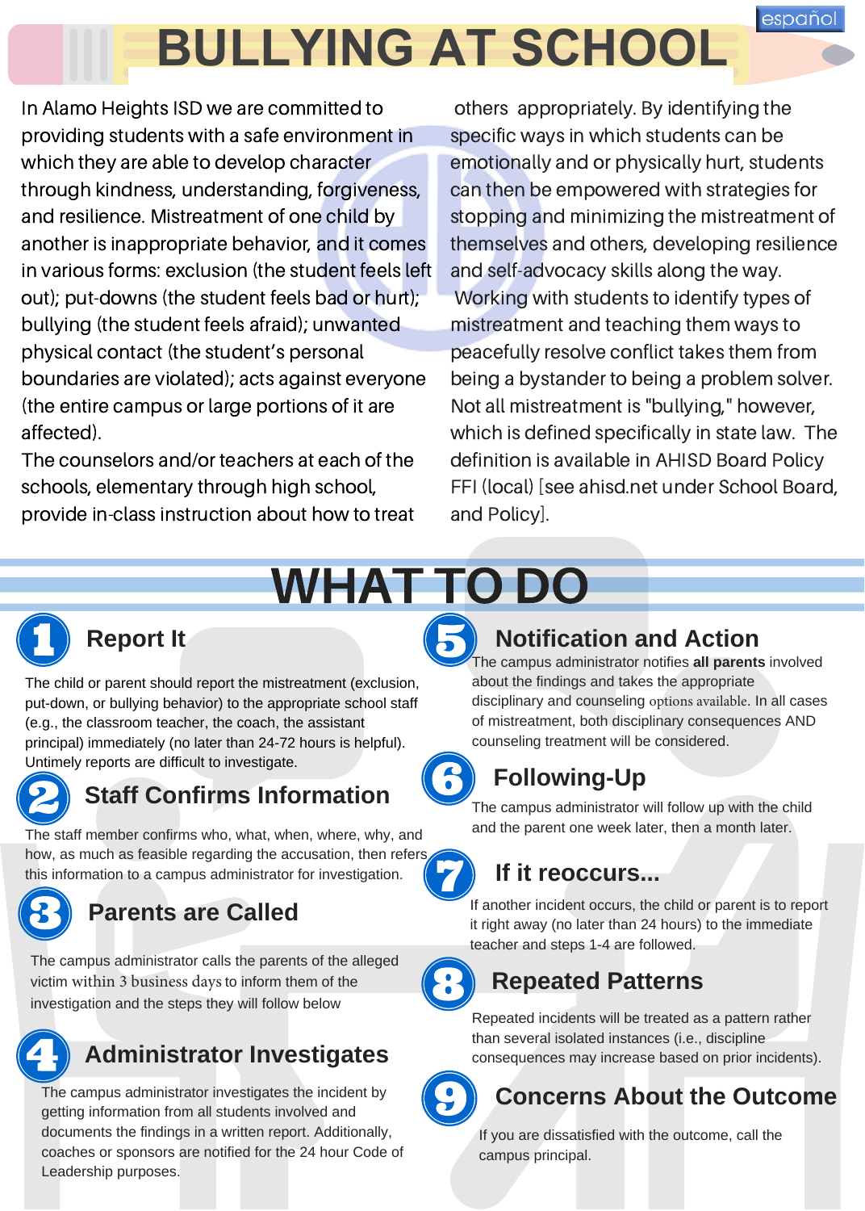español

# BULLYING AT SCHOOL

In Alamo Heights ISD we are committed to providing students with a safe environment in which they are able to develop character through kindness, understanding, forgiveness, and resilience. Mistreatment of one child by another is inappropriate behavior, and it comes in various forms: exclusion (the student feels left out); put-downs (the student feels bad or hurt); bullying (the student feels afraid); unwanted physical contact (the student's personal boundaries are violated); acts against everyone (the entire campus or large portions of it are affected).

The counselors and/or teachers at each of the schools, elementary through high school, provide in-class instruction about how to treat others appropriately. By identifying the specific ways in which students can be emotionally and or physically hurt, students can then be empowered with strategies for stopping and minimizing the mistreatment of themselves and others, developing resilience and self-advocacy skills along the way.

Working with students to identify types of mistreatment and teaching them ways to peacefully resolve conflict takes them from being a bystander to being a problem solver. Not all mistreatment is "bullying," however, which is defined specifically in state law. The definition is available in AHISD Board Policy FFI (local) [see ahisd.net under School Board, and Policy].

# WHAT TO DO

## 1 Report It

The child or parent should report the mistreatment (exclusion, put-down, or bullying behavior) to the appropriate school staff (e.g., the classroom teacher, the coach, the assistant principal) immediately (no later than 24-72 hours is helpful). Untimely reports are difficult to investigate.

## 2 Staff Confirms Information

The staff member confirms who, what, when, where, why, and how, as much as feasible regarding the accusation, then refers this information to a campus administrator for investigation.

## 3 Parents are Called

The campus administrator calls the parents of the alleged victim within 3 business days to inform them of the investigation and the steps they will follow below

## 4 Administrator Investigates

The campus administrator investigates the incident by getting information from all students involved and documents the findings in a written report. Additionally, coaches or sponsors are notified for the 24 hour Code of Leadership purposes.

## 5 Notification and Action

The campus administrator notifies **all parents** involved about the findings and takes the appropriate disciplinary and counseling options available. In all cases of mistreatment, both disciplinary consequences AND counseling treatment will be considered.

## 6 Following-Up

The campus administrator will follow up with the child and the parent one week later, then a month later.

## 7 If it reoccurs...

If another incident occurs, the child or parent is to report it right away (no later than 24 hours) to the immediate teacher and steps 1-4 are followed.

## 8 Repeated Patterns

Repeated incidents will be treated as a pattern rather than several isolated instances (i.e., discipline consequences may increase based on prior incidents).

## 9 Concerns About the Outcome

If you are dissatisfied with the outcome, call the campus principal.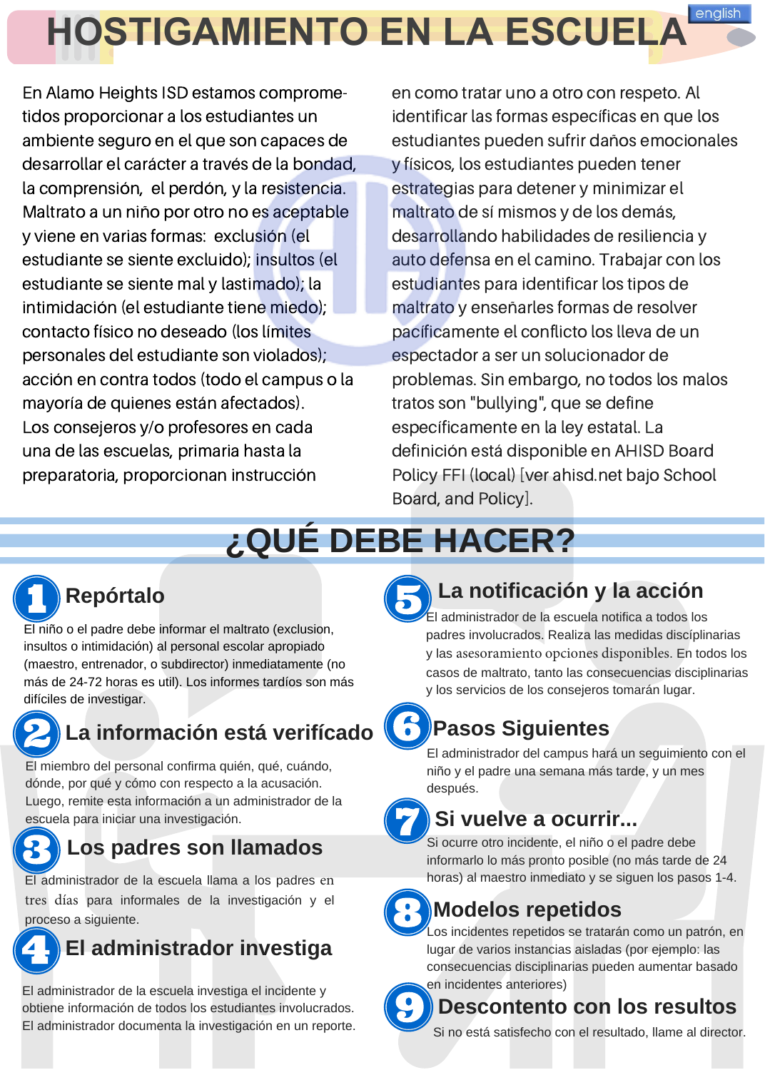# HOSTIGAMIENTO EN LA ESCUELA

english

En Alamo Heights ISD estamos comprometidos proporcionar a los estudiantes un ambiente seguro en el que son capaces de desarrollar el carácter a través de la bondad, la comprensión, el perdón, y la resistencia. Maltrato a un niño por otro no es aceptable y viene en varias formas: exclusión (el estudiante se siente excluido); insultos (el estudiante se siente mal y lastimado); la intimidación (el estudiante tiene miedo); contacto físico no deseado (los límites personales del estudiante son violados); acción en contra todos (todo el campus o la mayoría de quienes están afectados). Los consejeros y/o profesores en cada una de las escuelas, primaria hasta la preparatoria, proporcionan instrucción en como tratar uno a otro con respeto. Al identificar las formas específicas en que los estudiantes pueden sufrir daños emocionales y físicos, los estudiantes pueden tener estrategias para detener y minimizar el maltrato de sí mismos y de los demás, desarrollando habilidades de resiliencia y auto defensa en el camino. Trabajar con los estudiantes para identificar los tipos de maltrato y enseñarles formas de resolver pacíficamente el conflicto los lleva de un espectador a ser un solucionador de problemas. Sin embargo, no todos los malos tratos son "bullying", que se define específicamente en la ley estatal. La definición está disponible en AHISD Board Policy FFI (local) [ver ahisd.net bajo School Board, and Policy].

## ¿QUÉ DEBE HACER?

### 1 Repórtalo

El niño o el padre debe informar el maltrato (exclusion, insultos o intimidación) al personal escolar apropiado (maestro, entrenador, o subdirector) inmediatamente (no más de 24-72 horas es util). Los informes tardíos son más difíciles de investigar.

### 2 La información está verifícado

El miembro del personal confirma quién, qué, cuándo, dónde, por qué y cómo con respecto a la acusación. Luego, remite esta información a un administrador de la escuela para iniciar una investigación.

### 3 Los padres son llamados

El administrador de la escuela llama a los padres en tres días para informales de la investigación y el proceso a siguiente.

### 4 El administrador investiga

El administrador de la escuela investiga el incidente y obtiene información de todos los estudiantes involucrados. El administrador documenta la investigación en un reporte.

### 5 La notificación y la acción

El administrador de la escuela notifica a todos los padres involucrados. Realiza las medidas discíplinarias y las asesoramiento opciones disponibles. En todos los casos de maltrato, tanto las consecuencias disciplinarias y los servicios de los consejeros tomarán lugar.

### 6 Pasos Siguientes

El administrador del campus hará un seguimiento con el niño y el padre una semana más tarde, y un mes después.

### 7 Si vuelve a ocurrir...

Si ocurre otro incidente, el niño o el padre debe informarlo lo más pronto posible (no más tarde de 24 horas) al maestro inmediato y se siguen los pasos 1-4.

### 8 Modelos repetidos

Los incidentes repetidos se tratarán como un patrón, en lugar de varios instancias aisladas (por ejemplo: las consecuencias disciplinarias pueden aumentar basado en incidentes anteriores)

### 9 Descontento con los resultos

Si no está satisfecho con el resultado, llame al director.